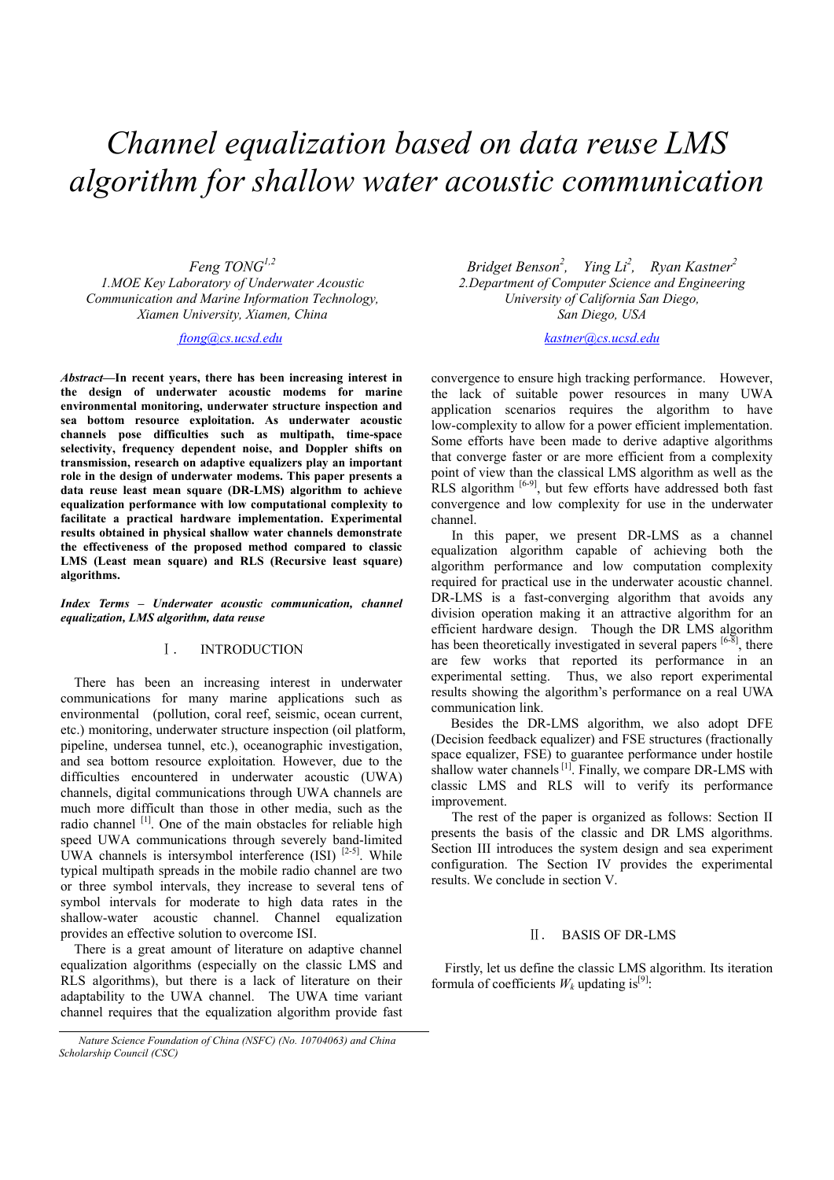# Channel equalization based on data reuse LMS algorithm for shallow water acoustic communication

*Feng TONG*[1,2]
*1.MOE Key Laboratory of Underwater Acoustic Communication and Marine Information Technology, Xiamen University, Xiamen, China*
*ftong@cs.ucsd.edu*

*Bridget Benson*[2], *Ying Li*[2], *Ryan Kastner*[2]
*2.Department of Computer Science and Engineering University of California San Diego, San Diego, USA*
*kastner@cs.ucsd.edu*

***Abstract*—In recent years, there has been increasing interest in the design of underwater acoustic modems for marine environmental monitoring, underwater structure inspection and sea bottom resource exploitation. As underwater acoustic channels pose difficulties such as multipath, time-space selectivity, frequency dependent noise, and Doppler shifts on transmission, research on adaptive equalizers play an important role in the design of underwater modems. This paper presents a data reuse least mean square (DR-LMS) algorithm to achieve equalization performance with low computational complexity to facilitate a practical hardware implementation. Experimental results obtained in physical shallow water channels demonstrate the effectiveness of the proposed method compared to classic LMS (Least mean square) and RLS (Recursive least square) algorithms.**

***Index Terms – Underwater acoustic communication, channel equalization, LMS algorithm, data reuse***

## Ⅰ. INTRODUCTION

There has been an increasing interest in underwater communications for many marine applications such as environmental (pollution, coral reef, seismic, ocean current, etc.) monitoring, underwater structure inspection (oil platform, pipeline, undersea tunnel, etc.), oceanographic investigation, and sea bottom resource exploitation. However, due to the difficulties encountered in underwater acoustic (UWA) channels, digital communications through UWA channels are much more difficult than those in other media, such as the radio channel [1]. One of the main obstacles for reliable high speed UWA communications through severely band-limited UWA channels is intersymbol interference (ISI) [2-5]. While typical multipath spreads in the mobile radio channel are two or three symbol intervals, they increase to several tens of symbol intervals for moderate to high data rates in the shallow-water acoustic channel. Channel equalization provides an effective solution to overcome ISI.

There is a great amount of literature on adaptive channel equalization algorithms (especially on the classic LMS and RLS algorithms), but there is a lack of literature on their adaptability to the UWA channel. The UWA time variant channel requires that the equalization algorithm provide fast convergence to ensure high tracking performance. However, the lack of suitable power resources in many UWA application scenarios requires the algorithm to have low-complexity to allow for a power efficient implementation. Some efforts have been made to derive adaptive algorithms that converge faster or are more efficient from a complexity point of view than the classical LMS algorithm as well as the RLS algorithm [6-9], but few efforts have addressed both fast convergence and low complexity for use in the underwater channel.

In this paper, we present DR-LMS as a channel equalization algorithm capable of achieving both the algorithm performance and low computation complexity required for practical use in the underwater acoustic channel. DR-LMS is a fast-converging algorithm that avoids any division operation making it an attractive algorithm for an efficient hardware design. Though the DR LMS algorithm has been theoretically investigated in several papers [6-8], there are few works that reported its performance in an experimental setting. Thus, we also report experimental results showing the algorithm's performance on a real UWA communication link.

Besides the DR-LMS algorithm, we also adopt DFE (Decision feedback equalizer) and FSE structures (fractionally space equalizer, FSE) to guarantee performance under hostile shallow water channels [1]. Finally, we compare DR-LMS with classic LMS and RLS will to verify its performance improvement.

The rest of the paper is organized as follows: Section II presents the basis of the classic and DR LMS algorithms. Section III introduces the system design and sea experiment configuration. The Section IV provides the experimental results. We conclude in section V.

## Ⅱ. BASIS OF DR-LMS

Firstly, let us define the classic LMS algorithm. Its iteration formula of coefficients $W_k$ updating is[9]:

*Nature Science Foundation of China (NSFC) (No. 10704063) and China Scholarship Council (CSC)*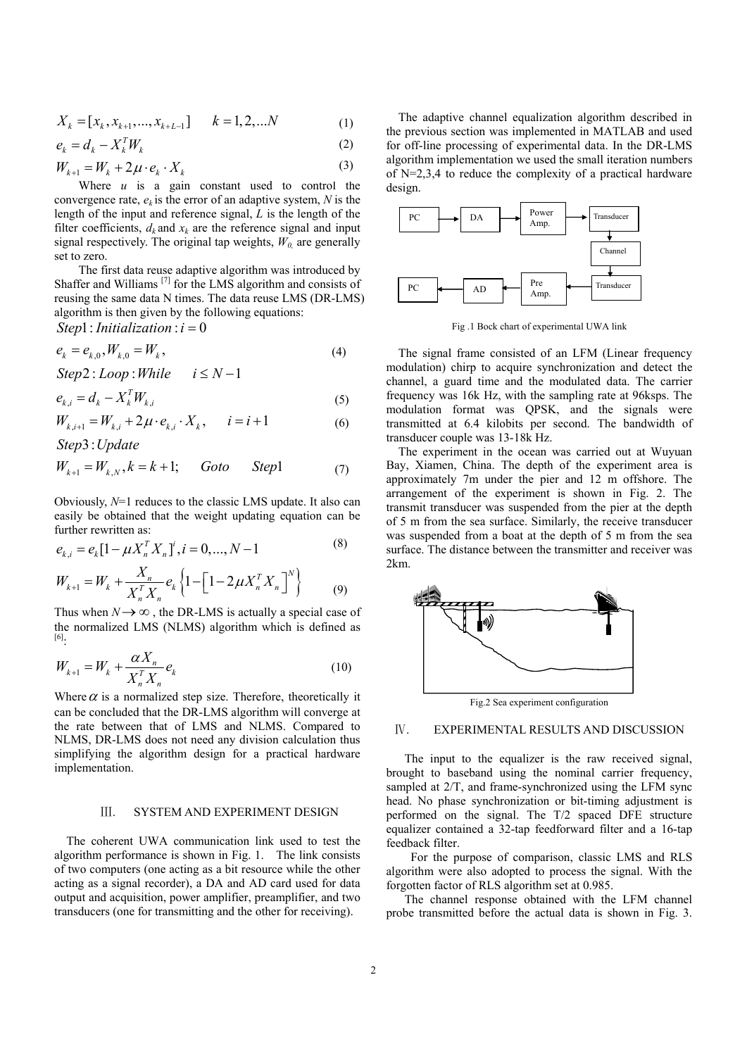$$X_k = [x_k, x_{k+1}, ..., x_{k+L-1}] \qquad k = 1, 2, ...N \tag{1}$$

$$e_k = d_k - X_k^T W_k \tag{2}$$

$$W_{k+1} = W_k + 2\mu \cdot e_k \cdot X_k \tag{3}$$

Where *u* is a gain constant used to control the convergence rate, $e_k$ is the error of an adaptive system, *N* is the length of the input and reference signal, *L* is the length of the filter coefficients, $d_k$ and $x_k$ are the reference signal and input signal respectively. The original tap weights, $W_0$, are generally set to zero.

The first data reuse adaptive algorithm was introduced by Shaffer and Williams [7] for the LMS algorithm and consists of reusing the same data N times. The data reuse LMS (DR-LMS) algorithm is then given by the following equations:

$$Step1: Initialization: i = 0$$

$$e_k = e_{k,0}, W_{k,0} = W_k, \tag{4}$$

$$Step2: Loop: While \qquad i \le N-1$$

$$e_{k,i} = d_k - X_k^T W_{k,i} \tag{5}$$

$$W_{k,i+1} = W_{k,i} + 2\mu \cdot e_{k,i} \cdot X_k, \qquad i = i+1 \tag{6}$$

$$Step3: Update$$

$$W_{k+1} = W_{k,N}, k = k+1; \qquad Goto \qquad Step1 \tag{7}$$

Obviously, *N*=1 reduces to the classic LMS update. It also can easily be obtained that the weight updating equation can be further rewritten as:

$$e_{k,i} = e_k[1 - \mu X_n^T X_n]^i, i = 0, ..., N-1 \tag{8}$$

$$W_{k+1} = W_k + \frac{X_n}{X_n^T X_n} e_k \left\{ 1 - \left[ 1 - 2\mu X_n^T X_n \right]^N \right\} \tag{9}$$

Thus when $N \to \infty$, the DR-LMS is actually a special case of the normalized LMS (NLMS) algorithm which is defined as [6]:

$$W_{k+1} = W_k + \frac{\alpha X_n}{X_n^T X_n} e_k \tag{10}$$

Where $\alpha$ is a normalized step size. Therefore, theoretically it can be concluded that the DR-LMS algorithm will converge at the rate between that of LMS and NLMS. Compared to NLMS, DR-LMS does not need any division calculation thus simplifying the algorithm design for a practical hardware implementation.

## Ⅲ. SYSTEM AND EXPERIMENT DESIGN

The coherent UWA communication link used to test the algorithm performance is shown in Fig. 1. The link consists of two computers (one acting as a bit resource while the other acting as a signal recorder), a DA and AD card used for data output and acquisition, power amplifier, preamplifier, and two transducers (one for transmitting and the other for receiving).

The adaptive channel equalization algorithm described in the previous section was implemented in MATLAB and used for off-line processing of experimental data. In the DR-LMS algorithm implementation we used the small iteration numbers of N=2,3,4 to reduce the complexity of a practical hardware design.

Fig .1 Bock chart of experimental UWA link

The signal frame consisted of an LFM (Linear frequency modulation) chirp to acquire synchronization and detect the channel, a guard time and the modulated data. The carrier frequency was 16k Hz, with the sampling rate at 96ksps. The modulation format was QPSK, and the signals were transmitted at 6.4 kilobits per second. The bandwidth of transducer couple was 13-18k Hz.

The experiment in the ocean was carried out at Wuyuan Bay, Xiamen, China. The depth of the experiment area is approximately 7m under the pier and 12 m offshore. The arrangement of the experiment is shown in Fig. 2. The transmit transducer was suspended from the pier at the depth of 5 m from the sea surface. Similarly, the receive transducer was suspended from a boat at the depth of 5 m from the sea surface. The distance between the transmitter and receiver was 2km.

Fig.2 Sea experiment configuration

## Ⅳ. EXPERIMENTAL RESULTS AND DISCUSSION

The input to the equalizer is the raw received signal, brought to baseband using the nominal carrier frequency, sampled at 2/T, and frame-synchronized using the LFM sync head. No phase synchronization or bit-timing adjustment is performed on the signal. The T/2 spaced DFE structure equalizer contained a 32-tap feedforward filter and a 16-tap feedback filter.

For the purpose of comparison, classic LMS and RLS algorithm were also adopted to process the signal. With the forgotten factor of RLS algorithm set at 0.985.

The channel response obtained with the LFM channel probe transmitted before the actual data is shown in Fig. 3.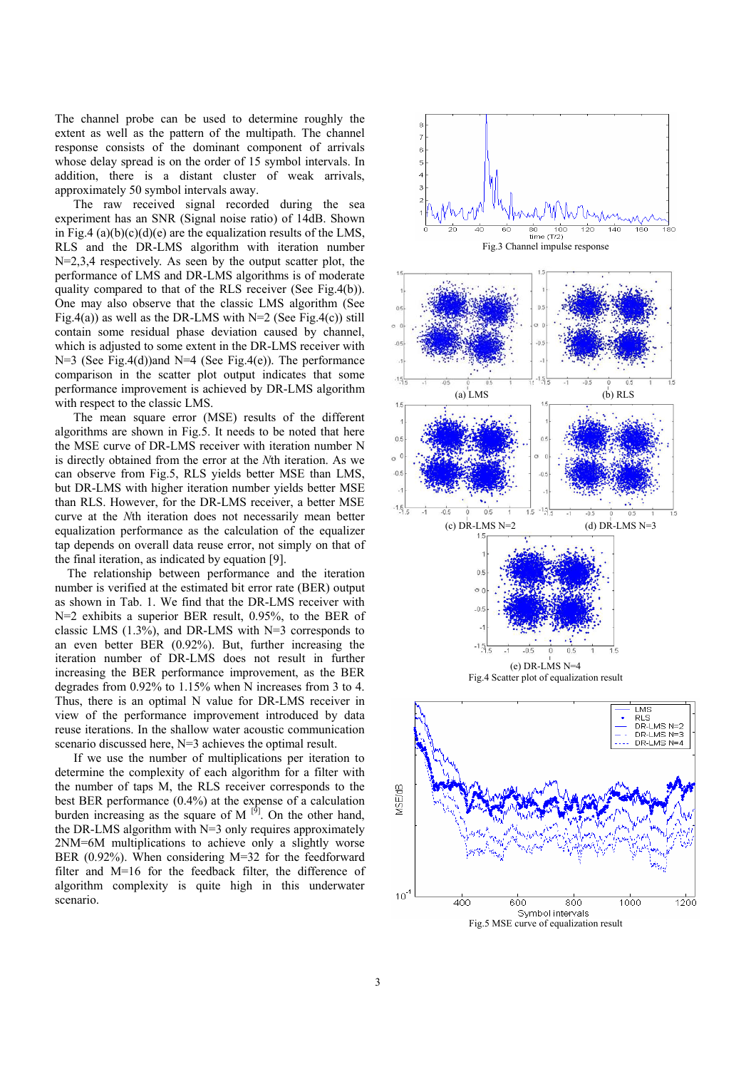The channel probe can be used to determine roughly the extent as well as the pattern of the multipath. The channel response consists of the dominant component of arrivals whose delay spread is on the order of 15 symbol intervals. In addition, there is a distant cluster of weak arrivals, approximately 50 symbol intervals away.

The raw received signal recorded during the sea experiment has an SNR (Signal noise ratio) of 14dB. Shown in Fig.4 (a)(b)(c)(d)(e) are the equalization results of the LMS, RLS and the DR-LMS algorithm with iteration number N=2,3,4 respectively. As seen by the output scatter plot, the performance of LMS and DR-LMS algorithms is of moderate quality compared to that of the RLS receiver (See Fig.4(b)). One may also observe that the classic LMS algorithm (See Fig.4(a)) as well as the DR-LMS with N=2 (See Fig.4(c)) still contain some residual phase deviation caused by channel, which is adjusted to some extent in the DR-LMS receiver with N=3 (See Fig.4(d))and N=4 (See Fig.4(e)). The performance comparison in the scatter plot output indicates that some performance improvement is achieved by DR-LMS algorithm with respect to the classic LMS.

The mean square error (MSE) results of the different algorithms are shown in Fig.5. It needs to be noted that here the MSE curve of DR-LMS receiver with iteration number N is directly obtained from the error at the *N*th iteration. As we can observe from Fig.5, RLS yields better MSE than LMS, but DR-LMS with higher iteration number yields better MSE than RLS. However, for the DR-LMS receiver, a better MSE curve at the *N*th iteration does not necessarily mean better equalization performance as the calculation of the equalizer tap depends on overall data reuse error, not simply on that of the final iteration, as indicated by equation [9].

The relationship between performance and the iteration number is verified at the estimated bit error rate (BER) output as shown in Tab. 1. We find that the DR-LMS receiver with N=2 exhibits a superior BER result, 0.95%, to the BER of classic LMS (1.3%), and DR-LMS with N=3 corresponds to an even better BER (0.92%). But, further increasing the iteration number of DR-LMS does not result in further increasing the BER performance improvement, as the BER degrades from 0.92% to 1.15% when N increases from 3 to 4. Thus, there is an optimal N value for DR-LMS receiver in view of the performance improvement introduced by data reuse iterations. In the shallow water acoustic communication scenario discussed here, N=3 achieves the optimal result.

If we use the number of multiplications per iteration to determine the complexity of each algorithm for a filter with the number of taps M, the RLS receiver corresponds to the best BER performance (0.4%) at the expense of a calculation burden increasing as the square of M [9]. On the other hand, the DR-LMS algorithm with N=3 only requires approximately 2NM=6M multiplications to achieve only a slightly worse BER (0.92%). When considering M=32 for the feedforward filter and M=16 for the feedback filter, the difference of algorithm complexity is quite high in this underwater scenario.

Fig.3 Channel impulse response

(a) LMS

(b) RLS

(c) DR-LMS N=2

(d) DR-LMS N=3

(e) DR-LMS N=4

Fig.4 Scatter plot of equalization result

Fig.5 MSE curve of equalization result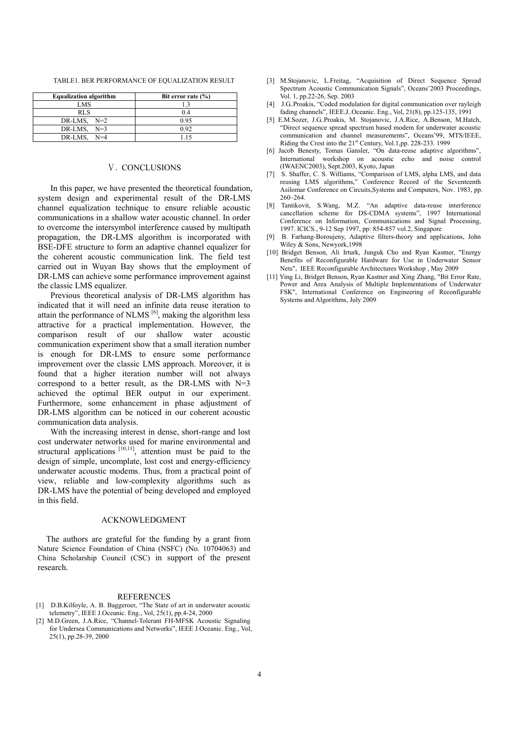TABLE1. BER PERFORMANCE OF EQUALIZATION RESULT

| Equalization algorithm | Bit error rate (%) |
|---|---|
| LMS | 1.3 |
| RLS | 0.4 |
| DR-LMS, N=2 | 0.95 |
| DR-LMS, N=3 | 0.92 |
| DR-LMS, N=4 | 1.15 |

## V. CONCLUSIONS

In this paper, we have presented the theoretical foundation, system design and experimental result of the DR-LMS channel equalization technique to ensure reliable acoustic communications in a shallow water acoustic channel. In order to overcome the intersymbol interference caused by multipath propagation, the DR-LMS algorithm is incorporated with BSE-DFE structure to form an adaptive channel equalizer for the coherent acoustic communication link. The field test carried out in Wuyan Bay shows that the employment of DR-LMS can achieve some performance improvement against the classic LMS equalizer.

Previous theoretical analysis of DR-LMS algorithm has indicated that it will need an infinite data reuse iteration to attain the performance of NLMS [6], making the algorithm less attractive for a practical implementation. However, the comparison result of our shallow water acoustic communication experiment show that a small iteration number is enough for DR-LMS to ensure some performance improvement over the classic LMS approach. Moreover, it is found that a higher iteration number will not always correspond to a better result, as the DR-LMS with N=3 achieved the optimal BER output in our experiment. Furthermore, some enhancement in phase adjustment of DR-LMS algorithm can be noticed in our coherent acoustic communication data analysis.

With the increasing interest in dense, short-range and lost cost underwater networks used for marine environmental and structural applications [10,11], attention must be paid to the design of simple, uncomplate, lost cost and energy-efficiency underwater acoustic modems. Thus, from a practical point of view, reliable and low-complexity algorithms such as DR-LMS have the potential of being developed and employed in this field.

## ACKNOWLEDGMENT

The authors are grateful for the funding by a grant from Nature Science Foundation of China (NSFC) (No. 10704063) and China Scholarship Council (CSC) in support of the present research.

## REFERENCES

[1] D.B.Kilfoyle, A. B. Baggeroer, "The State of art in underwater acoustic telemetry", IEEE J.Oceanic. Eng., Vol, 25(1), pp.4-24, 2000

[2] M.D.Green, J.A.Rice, "Channel-Tolerant FH-MFSK Acoustic Signaling for Undersea Communications and Networks", IEEE J.Oceanic. Eng., Vol, 25(1), pp.28-39, 2000

[3] M.Stojanovic, L.Freitag, "Acquisition of Direct Sequence Spread Spectrum Acoustic Communication Signals", Oceans'2003 Proceedings, Vol. 1, pp.22-26, Sep. 2003

[4] J.G.Proakis, "Coded modulation for digital communication over rayleigh fading channels", IEEE.J..Oceanic. Eng., Vol, 21(8), pp.125-135, 1991

[5] E.M.Sozer, J.G.Proakis, M. Stojanovic, J.A.Rice, A.Benson, M.Hatch, "Direct sequence spread spectrum based modem for underwater acoustic communication and channel measurements", Oceans'99, MTS/IEEE, Riding the Crest into the 21st Century, Vol.1,pp. 228-233. 1999

[6] Jacob Benesty, Tomas Gansler, "On data-reuse adaptive algorithms", International workshop on acoustic echo and noise control (IWAENC2003), Sept.2003, Kyoto, Japan

[7] S. Shaffer, C. S. Williams, "Comparison of LMS, alpha LMS, and data reusing LMS algorithms," Conference Record of the Seventeenth Asilomar Conference on Circuits,Systems and Computers, Nov. 1983, pp. 260–264.

[8] Tantikovit, S.Wang, M.Z. "An adaptive data-reuse interference cancellation scheme for DS-CDMA systems", 1997 International Conference on Information, Communications and Signal Processing, 1997. ICICS., 9-12 Sep 1997, pp: 854-857 vol.2, Singapore

[9] B. Farhang-Boroujeny, Adaptive filters-theory and applications, John Wiley & Sons, Newyork,1998

[10] Bridget Benson, Ali Irturk, Junguk Cho and Ryan Kastner, "Energy Benefits of Reconfigurable Hardware for Use in Underwater Sensor Nets", IEEE Reconfigurable Architectures Workshop , May 2009

[11] Ying Li, Bridget Benson, Ryan Kastner and Xing Zhang, "Bit Error Rate, Power and Area Analysis of Multiple Implementations of Underwater FSK", International Conference on Engineering of Reconfigurable Systems and Algorithms, July 2009